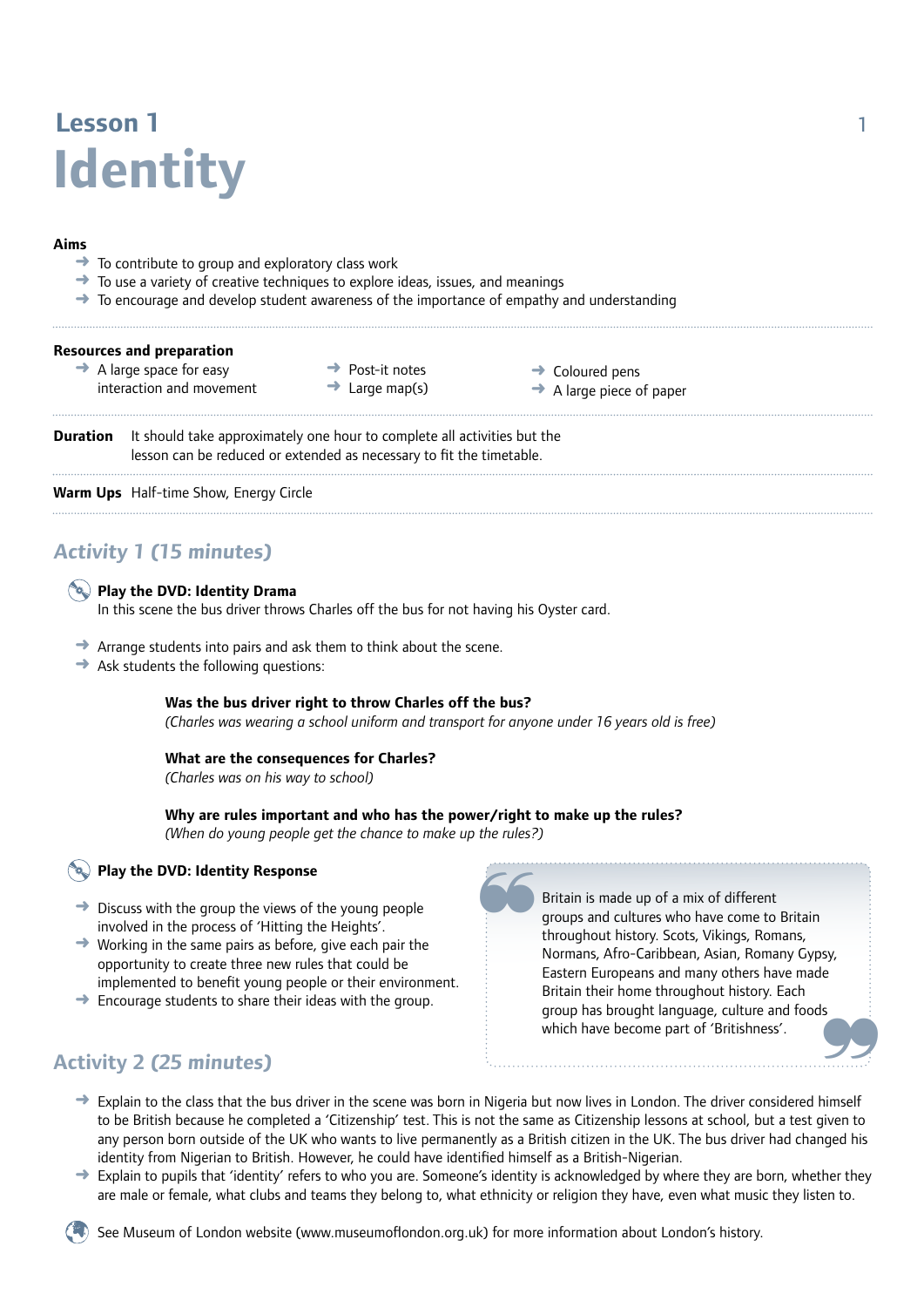# Lesson 1
# Identity

**Aims**

- To contribute to group and exploratory class work
- To use a variety of creative techniques to explore ideas, issues, and meanings
- To encourage and develop student awareness of the importance of empathy and understanding

**Resources and preparation**

- A large space for easy interaction and movement
- Post-it notes
- Large map(s)
- Coloured pens
- A large piece of paper

**Duration** It should take approximately one hour to complete all activities but the lesson can be reduced or extended as necessary to fit the timetable.

**Warm Ups** Half-time Show, Energy Circle

## Activity 1 (15 minutes)

**Play the DVD: Identity Drama**
In this scene the bus driver throws Charles off the bus for not having his Oyster card.

- Arrange students into pairs and ask them to think about the scene.
- Ask students the following questions:

**Was the bus driver right to throw Charles off the bus?**
*(Charles was wearing a school uniform and transport for anyone under 16 years old is free)*

**What are the consequences for Charles?**
*(Charles was on his way to school)*

**Why are rules important and who has the power/right to make up the rules?**
*(When do young people get the chance to make up the rules?)*

**Play the DVD: Identity Response**

- Discuss with the group the views of the young people involved in the process of 'Hitting the Heights'.
- Working in the same pairs as before, give each pair the opportunity to create three new rules that could be implemented to benefit young people or their environment.
- Encourage students to share their ideas with the group.

> Britain is made up of a mix of different groups and cultures who have come to Britain throughout history. Scots, Vikings, Romans, Normans, Afro-Caribbean, Asian, Romany Gypsy, Eastern Europeans and many others have made Britain their home throughout history. Each group has brought language, culture and foods which have become part of 'Britishness'.

## Activity 2 (25 minutes)

- Explain to the class that the bus driver in the scene was born in Nigeria but now lives in London. The driver considered himself to be British because he completed a 'Citizenship' test. This is not the same as Citizenship lessons at school, but a test given to any person born outside of the UK who wants to live permanently as a British citizen in the UK. The bus driver had changed his identity from Nigerian to British. However, he could have identified himself as a British-Nigerian.
- Explain to pupils that 'identity' refers to who you are. Someone's identity is acknowledged by where they are born, whether they are male or female, what clubs and teams they belong to, what ethnicity or religion they have, even what music they listen to.

See Museum of London website (www.museumoflondon.org.uk) for more information about London's history.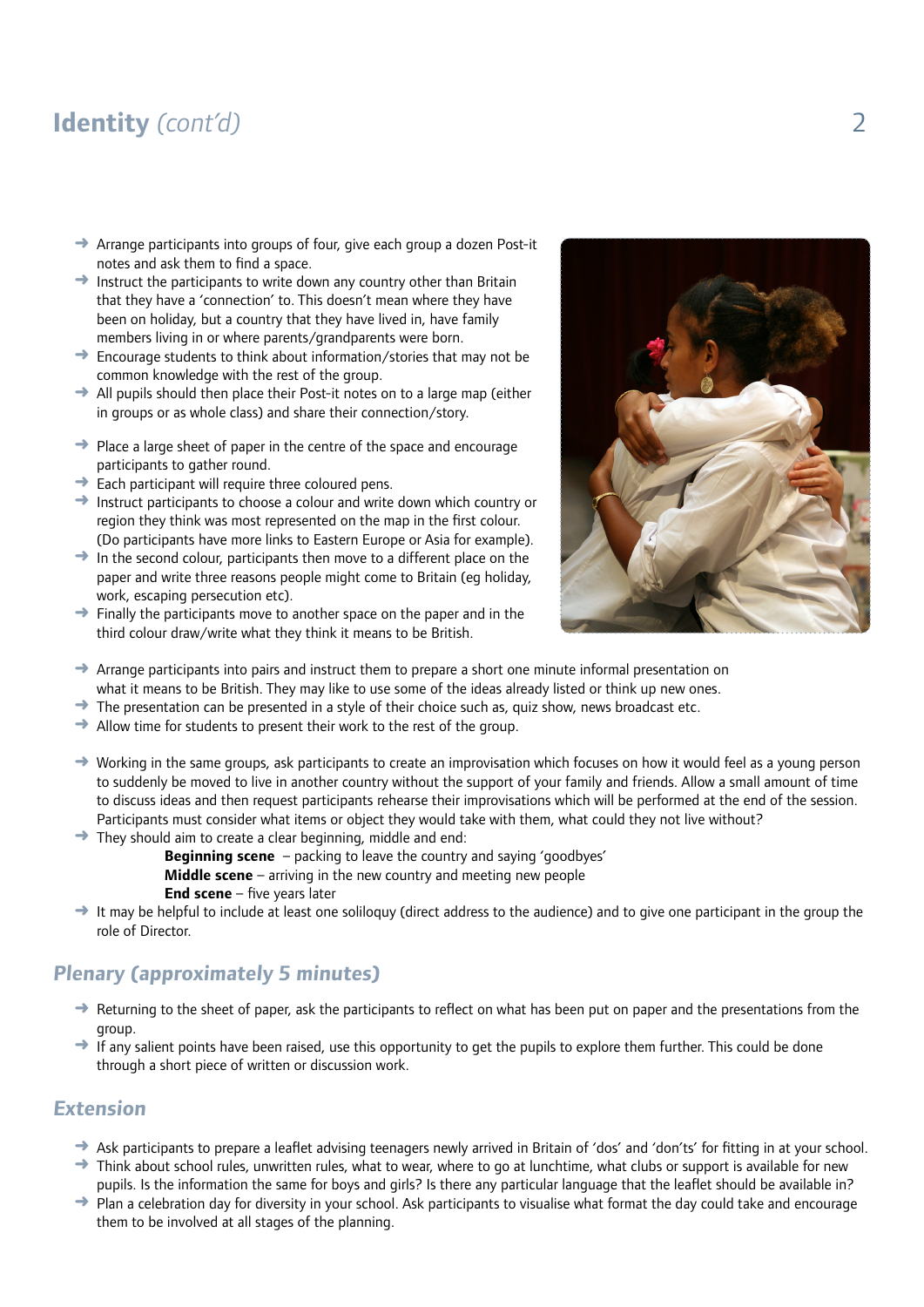## Identity *(cont'd)*

- Arrange participants into groups of four, give each group a dozen Post-it notes and ask them to find a space.
- Instruct the participants to write down any country other than Britain that they have a 'connection' to. This doesn't mean where they have been on holiday, but a country that they have lived in, have family members living in or where parents/grandparents were born.
- Encourage students to think about information/stories that may not be common knowledge with the rest of the group.
- All pupils should then place their Post-it notes on to a large map (either in groups or as whole class) and share their connection/story.

- Place a large sheet of paper in the centre of the space and encourage participants to gather round.
- Each participant will require three coloured pens.
- Instruct participants to choose a colour and write down which country or region they think was most represented on the map in the first colour. (Do participants have more links to Eastern Europe or Asia for example).
- In the second colour, participants then move to a different place on the paper and write three reasons people might come to Britain (eg holiday, work, escaping persecution etc).
- Finally the participants move to another space on the paper and in the third colour draw/write what they think it means to be British.

- Arrange participants into pairs and instruct them to prepare a short one minute informal presentation on what it means to be British. They may like to use some of the ideas already listed or think up new ones.
- The presentation can be presented in a style of their choice such as, quiz show, news broadcast etc.
- Allow time for students to present their work to the rest of the group.

- Working in the same groups, ask participants to create an improvisation which focuses on how it would feel as a young person to suddenly be moved to live in another country without the support of your family and friends. Allow a small amount of time to discuss ideas and then request participants rehearse their improvisations which will be performed at the end of the session. Participants must consider what items or object they would take with them, what could they not live without?
- They should aim to create a clear beginning, middle and end:
  - **Beginning scene** – packing to leave the country and saying 'goodbyes'
  - **Middle scene** – arriving in the new country and meeting new people
  - **End scene** – five years later
- It may be helpful to include at least one soliloquy (direct address to the audience) and to give one participant in the group the role of Director.

### *Plenary (approximately 5 minutes)*

- Returning to the sheet of paper, ask the participants to reflect on what has been put on paper and the presentations from the group.
- If any salient points have been raised, use this opportunity to get the pupils to explore them further. This could be done through a short piece of written or discussion work.

### *Extension*

- Ask participants to prepare a leaflet advising teenagers newly arrived in Britain of 'dos' and 'don'ts' for fitting in at your school.
- Think about school rules, unwritten rules, what to wear, where to go at lunchtime, what clubs or support is available for new pupils. Is the information the same for boys and girls? Is there any particular language that the leaflet should be available in?
- Plan a celebration day for diversity in your school. Ask participants to visualise what format the day could take and encourage them to be involved at all stages of the planning.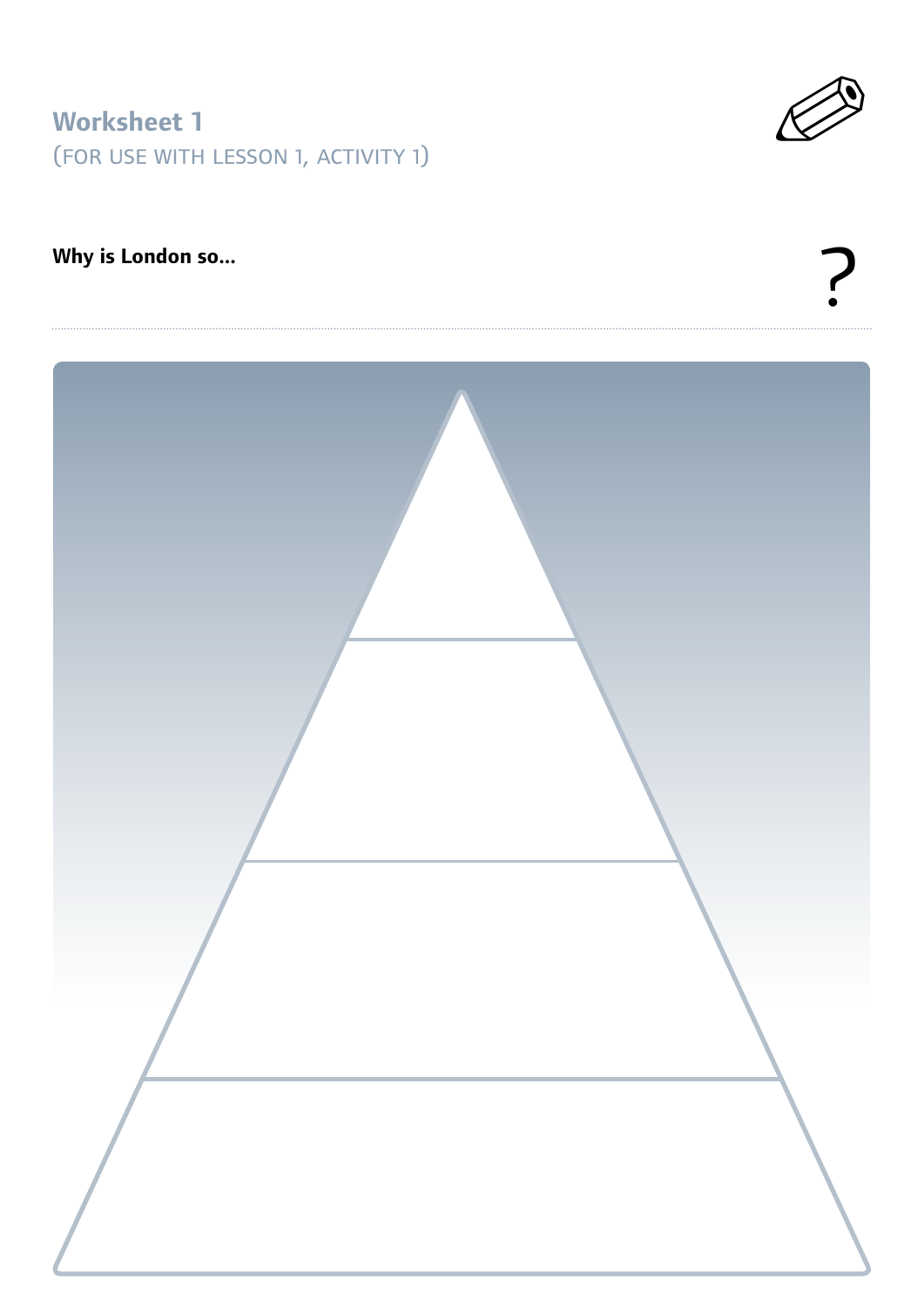# Worksheet 1

(FOR USE WITH LESSON 1, ACTIVITY 1)

**Why is London so...**

?